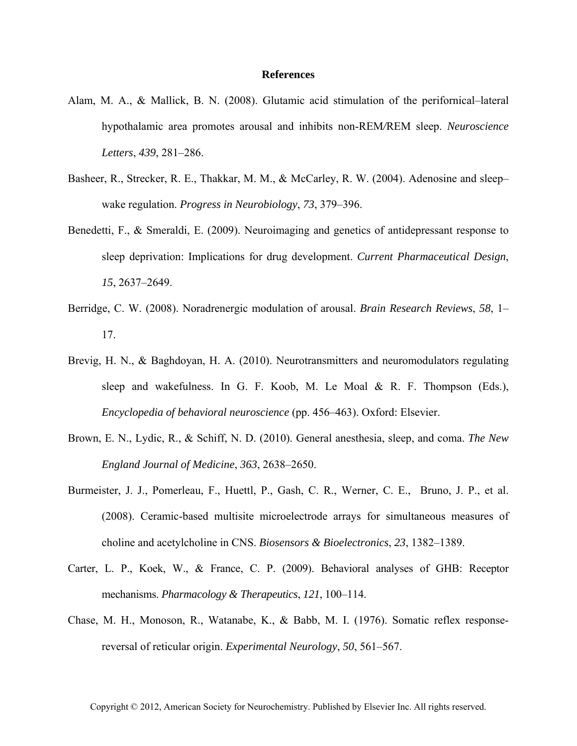# References

Alam, M. A., & Mallick, B. N. (2008). Glutamic acid stimulation of the perifornical–lateral hypothalamic area promotes arousal and inhibits non-REM/REM sleep. *Neuroscience Letters*, *439*, 281–286.

Basheer, R., Strecker, R. E., Thakkar, M. M., & McCarley, R. W. (2004). Adenosine and sleep–wake regulation. *Progress in Neurobiology*, *73*, 379–396.

Benedetti, F., & Smeraldi, E. (2009). Neuroimaging and genetics of antidepressant response to sleep deprivation: Implications for drug development. *Current Pharmaceutical Design*, *15*, 2637–2649.

Berridge, C. W. (2008). Noradrenergic modulation of arousal. *Brain Research Reviews*, *58*, 1–17.

Brevig, H. N., & Baghdoyan, H. A. (2010). Neurotransmitters and neuromodulators regulating sleep and wakefulness. In G. F. Koob, M. Le Moal & R. F. Thompson (Eds.), *Encyclopedia of behavioral neuroscience* (pp. 456–463). Oxford: Elsevier.

Brown, E. N., Lydic, R., & Schiff, N. D. (2010). General anesthesia, sleep, and coma. *The New England Journal of Medicine*, *363*, 2638–2650.

Burmeister, J. J., Pomerleau, F., Huettl, P., Gash, C. R., Werner, C. E., Bruno, J. P., et al. (2008). Ceramic-based multisite microelectrode arrays for simultaneous measures of choline and acetylcholine in CNS. *Biosensors & Bioelectronics*, *23*, 1382–1389.

Carter, L. P., Koek, W., & France, C. P. (2009). Behavioral analyses of GHB: Receptor mechanisms. *Pharmacology & Therapeutics*, *121*, 100–114.

Chase, M. H., Monoson, R., Watanabe, K., & Babb, M. I. (1976). Somatic reflex response-reversal of reticular origin. *Experimental Neurology*, *50*, 561–567.

Copyright © 2012, American Society for Neurochemistry. Published by Elsevier Inc. All rights reserved.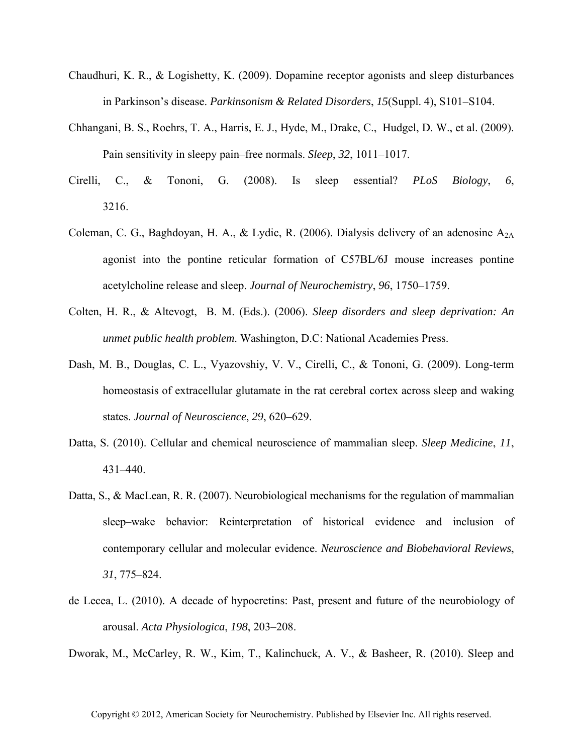Chaudhuri, K. R., & Logishetty, K. (2009). Dopamine receptor agonists and sleep disturbances in Parkinson's disease. *Parkinsonism & Related Disorders*, *15*(Suppl. 4), S101–S104.

Chhangani, B. S., Roehrs, T. A., Harris, E. J., Hyde, M., Drake, C., Hudgel, D. W., et al. (2009). Pain sensitivity in sleepy pain–free normals. *Sleep*, *32*, 1011–1017.

Cirelli, C., & Tononi, G. (2008). Is sleep essential? *PLoS Biology*, *6*, 3216.

Coleman, C. G., Baghdoyan, H. A., & Lydic, R. (2006). Dialysis delivery of an adenosine $A_{2A}$ agonist into the pontine reticular formation of C57BL/6J mouse increases pontine acetylcholine release and sleep. *Journal of Neurochemistry*, *96*, 1750–1759.

Colten, H. R., & Altevogt, B. M. (Eds.). (2006). *Sleep disorders and sleep deprivation: An unmet public health problem*. Washington, D.C: National Academies Press.

Dash, M. B., Douglas, C. L., Vyazovshiy, V. V., Cirelli, C., & Tononi, G. (2009). Long-term homeostasis of extracellular glutamate in the rat cerebral cortex across sleep and waking states. *Journal of Neuroscience*, *29*, 620–629.

Datta, S. (2010). Cellular and chemical neuroscience of mammalian sleep. *Sleep Medicine*, *11*, 431–440.

Datta, S., & MacLean, R. R. (2007). Neurobiological mechanisms for the regulation of mammalian sleep–wake behavior: Reinterpretation of historical evidence and inclusion of contemporary cellular and molecular evidence. *Neuroscience and Biobehavioral Reviews*, *31*, 775–824.

de Lecea, L. (2010). A decade of hypocretins: Past, present and future of the neurobiology of arousal. *Acta Physiologica*, *198*, 203–208.

Dworak, M., McCarley, R. W., Kim, T., Kalinchuck, A. V., & Basheer, R. (2010). Sleep and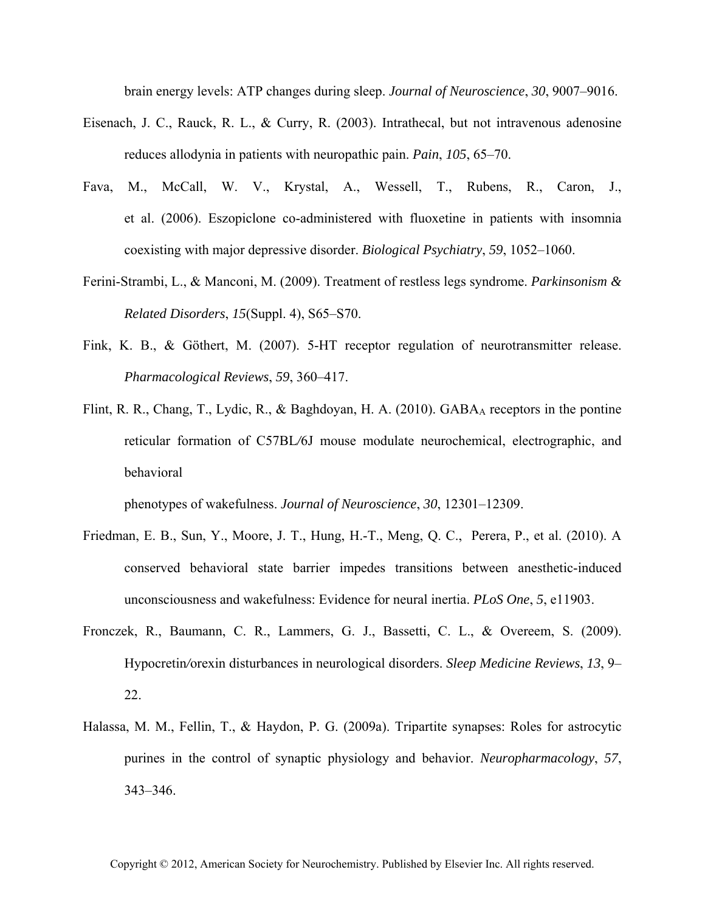brain energy levels: ATP changes during sleep. *Journal of Neuroscience*, *30*, 9007–9016.

Eisenach, J. C., Rauck, R. L., & Curry, R. (2003). Intrathecal, but not intravenous adenosine reduces allodynia in patients with neuropathic pain. *Pain*, *105*, 65–70.

Fava, M., McCall, W. V., Krystal, A., Wessell, T., Rubens, R., Caron, J., et al. (2006). Eszopiclone co-administered with fluoxetine in patients with insomnia coexisting with major depressive disorder. *Biological Psychiatry*, *59*, 1052–1060.

Ferini-Strambi, L., & Manconi, M. (2009). Treatment of restless legs syndrome. *Parkinsonism & Related Disorders*, *15*(Suppl. 4), S65–S70.

Fink, K. B., & Göthert, M. (2007). 5-HT receptor regulation of neurotransmitter release. *Pharmacological Reviews*, *59*, 360–417.

Flint, R. R., Chang, T., Lydic, R., & Baghdoyan, H. A. (2010). $GABA_A$ receptors in the pontine reticular formation of C57BL/6J mouse modulate neurochemical, electrographic, and behavioral phenotypes of wakefulness. *Journal of Neuroscience*, *30*, 12301–12309.

Friedman, E. B., Sun, Y., Moore, J. T., Hung, H.-T., Meng, Q. C., Perera, P., et al. (2010). A conserved behavioral state barrier impedes transitions between anesthetic-induced unconsciousness and wakefulness: Evidence for neural inertia. *PLoS One*, *5*, e11903.

Fronczek, R., Baumann, C. R., Lammers, G. J., Bassetti, C. L., & Overeem, S. (2009). Hypocretin/orexin disturbances in neurological disorders. *Sleep Medicine Reviews*, *13*, 9–22.

Halassa, M. M., Fellin, T., & Haydon, P. G. (2009a). Tripartite synapses: Roles for astrocytic purines in the control of synaptic physiology and behavior. *Neuropharmacology*, *57*, 343–346.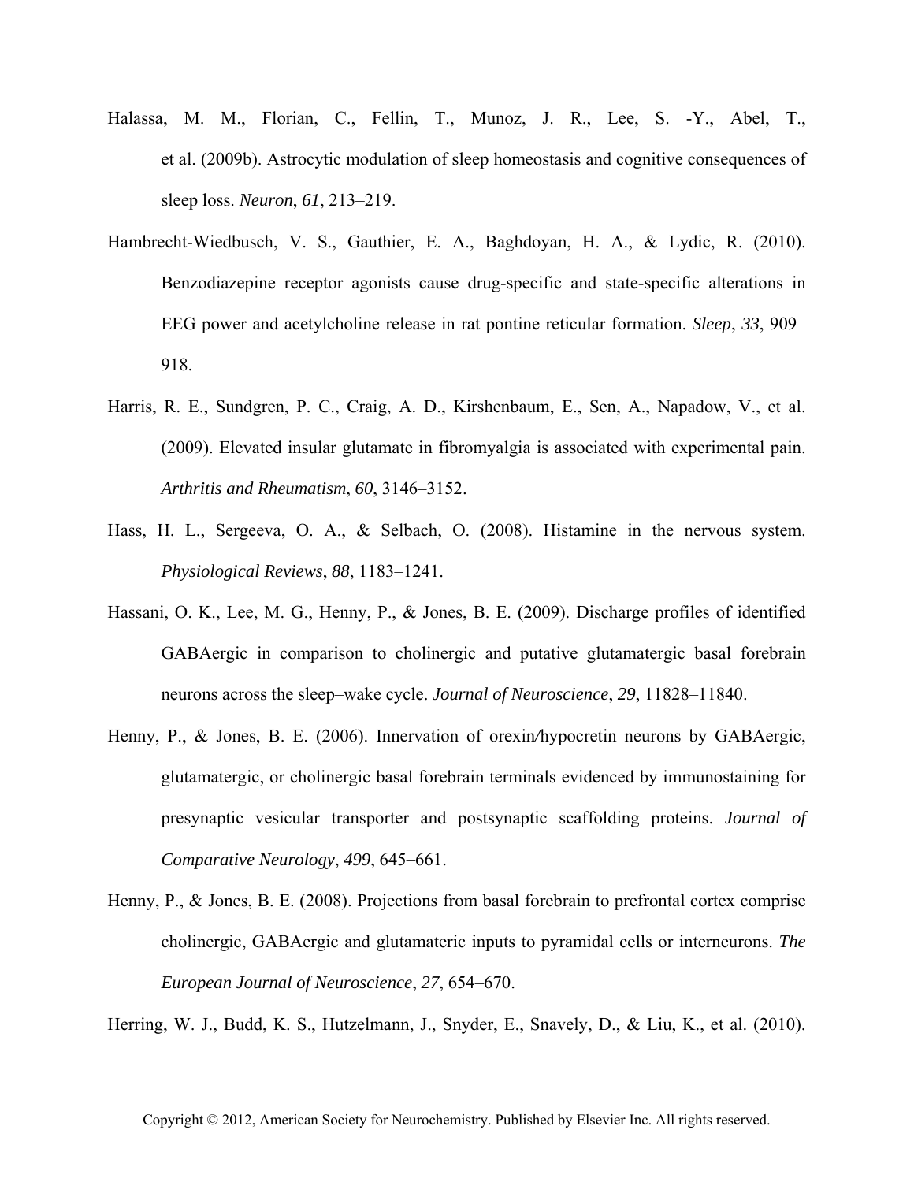Halassa, M. M., Florian, C., Fellin, T., Munoz, J. R., Lee, S. -Y., Abel, T., et al. (2009b). Astrocytic modulation of sleep homeostasis and cognitive consequences of sleep loss. *Neuron*, *61*, 213–219.

Hambrecht-Wiedbusch, V. S., Gauthier, E. A., Baghdoyan, H. A., & Lydic, R. (2010). Benzodiazepine receptor agonists cause drug-specific and state-specific alterations in EEG power and acetylcholine release in rat pontine reticular formation. *Sleep*, *33*, 909–918.

Harris, R. E., Sundgren, P. C., Craig, A. D., Kirshenbaum, E., Sen, A., Napadow, V., et al. (2009). Elevated insular glutamate in fibromyalgia is associated with experimental pain. *Arthritis and Rheumatism*, *60*, 3146–3152.

Hass, H. L., Sergeeva, O. A., & Selbach, O. (2008). Histamine in the nervous system. *Physiological Reviews*, *88*, 1183–1241.

Hassani, O. K., Lee, M. G., Henny, P., & Jones, B. E. (2009). Discharge profiles of identified GABAergic in comparison to cholinergic and putative glutamatergic basal forebrain neurons across the sleep–wake cycle. *Journal of Neuroscience*, *29*, 11828–11840.

Henny, P., & Jones, B. E. (2006). Innervation of orexin/hypocretin neurons by GABAergic, glutamatergic, or cholinergic basal forebrain terminals evidenced by immunostaining for presynaptic vesicular transporter and postsynaptic scaffolding proteins. *Journal of Comparative Neurology*, *499*, 645–661.

Henny, P., & Jones, B. E. (2008). Projections from basal forebrain to prefrontal cortex comprise cholinergic, GABAergic and glutamateric inputs to pyramidal cells or interneurons. *The European Journal of Neuroscience*, *27*, 654–670.

Herring, W. J., Budd, K. S., Hutzelmann, J., Snyder, E., Snavely, D., & Liu, K., et al. (2010).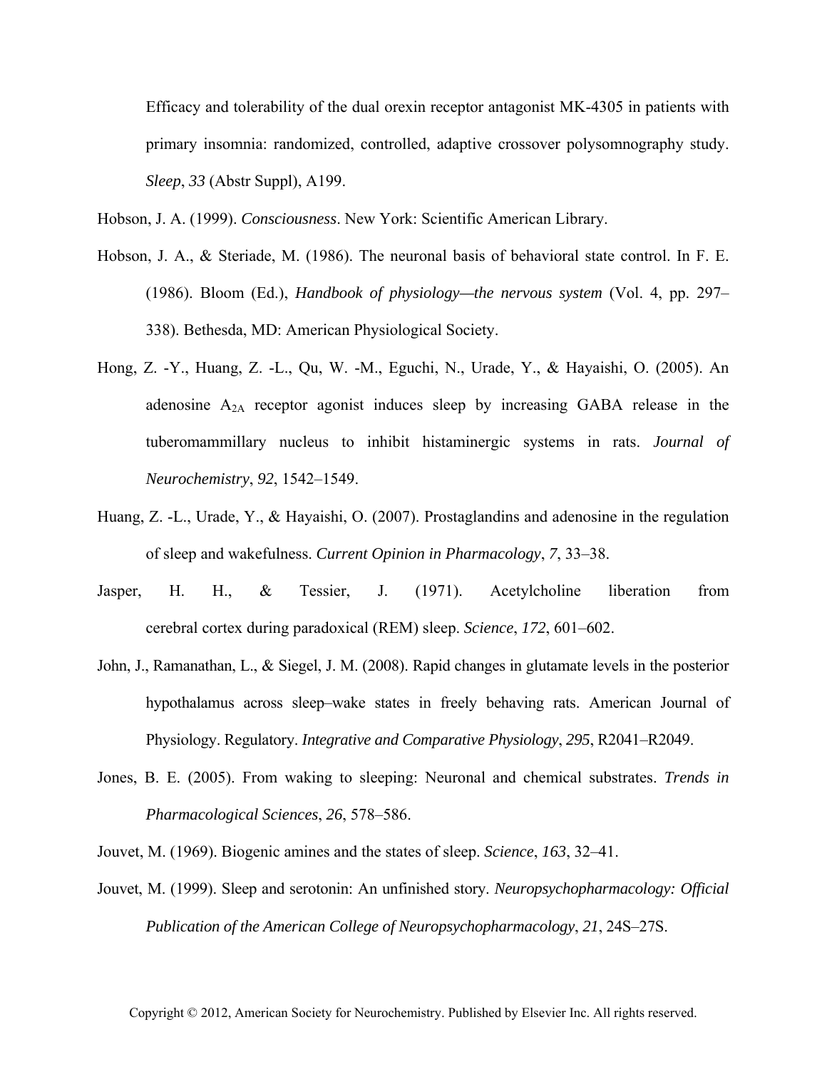Efficacy and tolerability of the dual orexin receptor antagonist MK-4305 in patients with primary insomnia: randomized, controlled, adaptive crossover polysomnography study. *Sleep*, *33* (Abstr Suppl), A199.

Hobson, J. A. (1999). *Consciousness*. New York: Scientific American Library.

Hobson, J. A., & Steriade, M. (1986). The neuronal basis of behavioral state control. In F. E. (1986). Bloom (Ed.), *Handbook of physiology—the nervous system* (Vol. 4, pp. 297–338). Bethesda, MD: American Physiological Society.

Hong, Z. -Y., Huang, Z. -L., Qu, W. -M., Eguchi, N., Urade, Y., & Hayaishi, O. (2005). An adenosine $A_{2A}$ receptor agonist induces sleep by increasing GABA release in the tuberomammillary nucleus to inhibit histaminergic systems in rats. *Journal of Neurochemistry*, *92*, 1542–1549.

Huang, Z. -L., Urade, Y., & Hayaishi, O. (2007). Prostaglandins and adenosine in the regulation of sleep and wakefulness. *Current Opinion in Pharmacology*, *7*, 33–38.

Jasper, H. H., & Tessier, J. (1971). Acetylcholine liberation from cerebral cortex during paradoxical (REM) sleep. *Science*, *172*, 601–602.

John, J., Ramanathan, L., & Siegel, J. M. (2008). Rapid changes in glutamate levels in the posterior hypothalamus across sleep–wake states in freely behaving rats. American Journal of Physiology. Regulatory. *Integrative and Comparative Physiology*, *295*, R2041–R2049.

Jones, B. E. (2005). From waking to sleeping: Neuronal and chemical substrates. *Trends in Pharmacological Sciences*, *26*, 578–586.

Jouvet, M. (1969). Biogenic amines and the states of sleep. *Science*, *163*, 32–41.

Jouvet, M. (1999). Sleep and serotonin: An unfinished story. *Neuropsychopharmacology: Official Publication of the American College of Neuropsychopharmacology*, *21*, 24S–27S.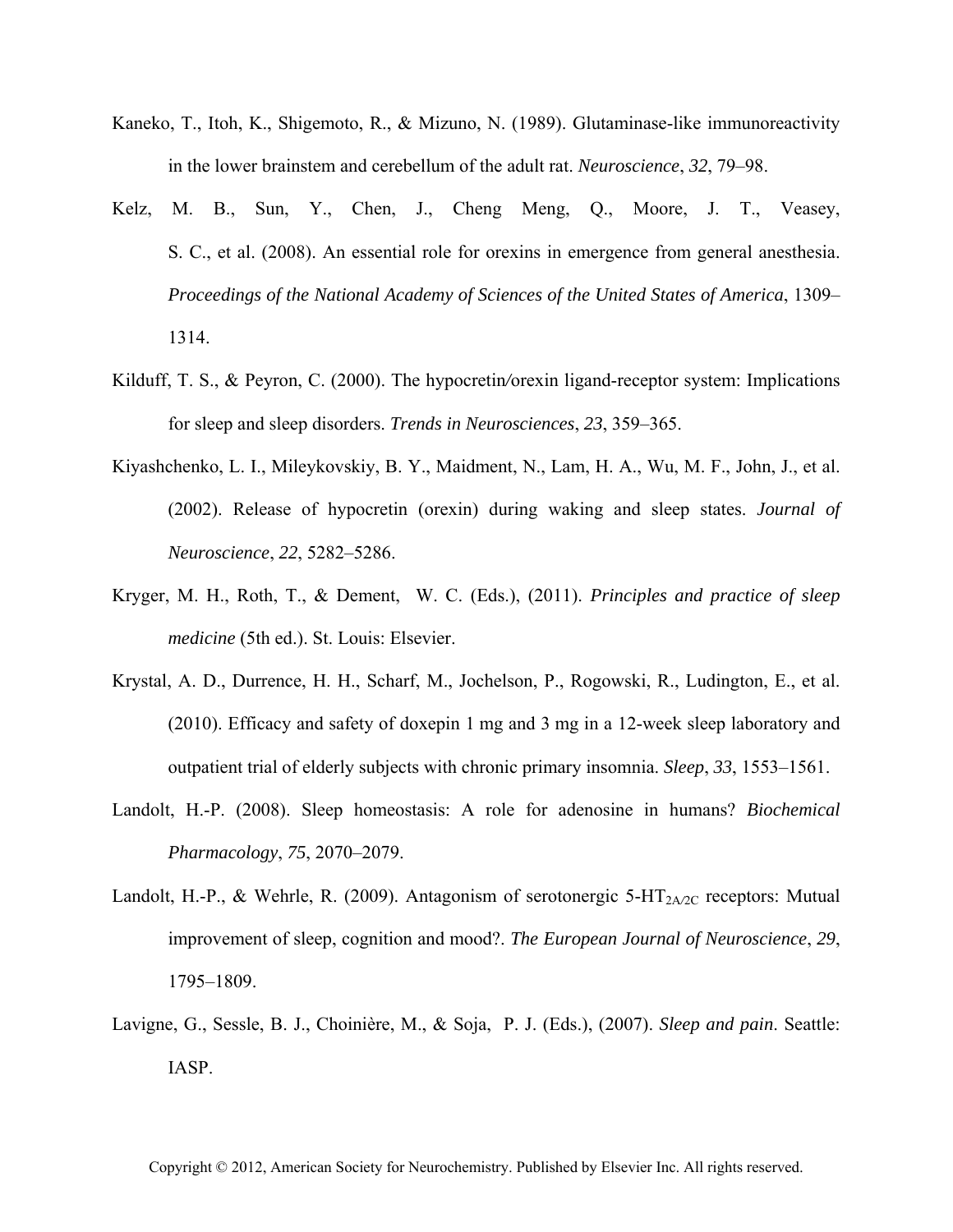Kaneko, T., Itoh, K., Shigemoto, R., & Mizuno, N. (1989). Glutaminase-like immunoreactivity in the lower brainstem and cerebellum of the adult rat. *Neuroscience*, *32*, 79–98.

Kelz, M. B., Sun, Y., Chen, J., Cheng Meng, Q., Moore, J. T., Veasey, S. C., et al. (2008). An essential role for orexins in emergence from general anesthesia. *Proceedings of the National Academy of Sciences of the United States of America*, 1309–1314.

Kilduff, T. S., & Peyron, C. (2000). The hypocretin/orexin ligand-receptor system: Implications for sleep and sleep disorders. *Trends in Neurosciences*, *23*, 359–365.

Kiyashchenko, L. I., Mileykovskiy, B. Y., Maidment, N., Lam, H. A., Wu, M. F., John, J., et al. (2002). Release of hypocretin (orexin) during waking and sleep states. *Journal of Neuroscience*, *22*, 5282–5286.

Kryger, M. H., Roth, T., & Dement, W. C. (Eds.), (2011). *Principles and practice of sleep medicine* (5th ed.). St. Louis: Elsevier.

Krystal, A. D., Durrence, H. H., Scharf, M., Jochelson, P., Rogowski, R., Ludington, E., et al. (2010). Efficacy and safety of doxepin 1 mg and 3 mg in a 12-week sleep laboratory and outpatient trial of elderly subjects with chronic primary insomnia. *Sleep*, *33*, 1553–1561.

Landolt, H.-P. (2008). Sleep homeostasis: A role for adenosine in humans? *Biochemical Pharmacology*, *75*, 2070–2079.

Landolt, H.-P., & Wehrle, R. (2009). Antagonism of serotonergic 5-HT$_{2A/2C}$ receptors: Mutual improvement of sleep, cognition and mood?. *The European Journal of Neuroscience*, *29*, 1795–1809.

Lavigne, G., Sessle, B. J., Choinière, M., & Soja, P. J. (Eds.), (2007). *Sleep and pain*. Seattle: IASP.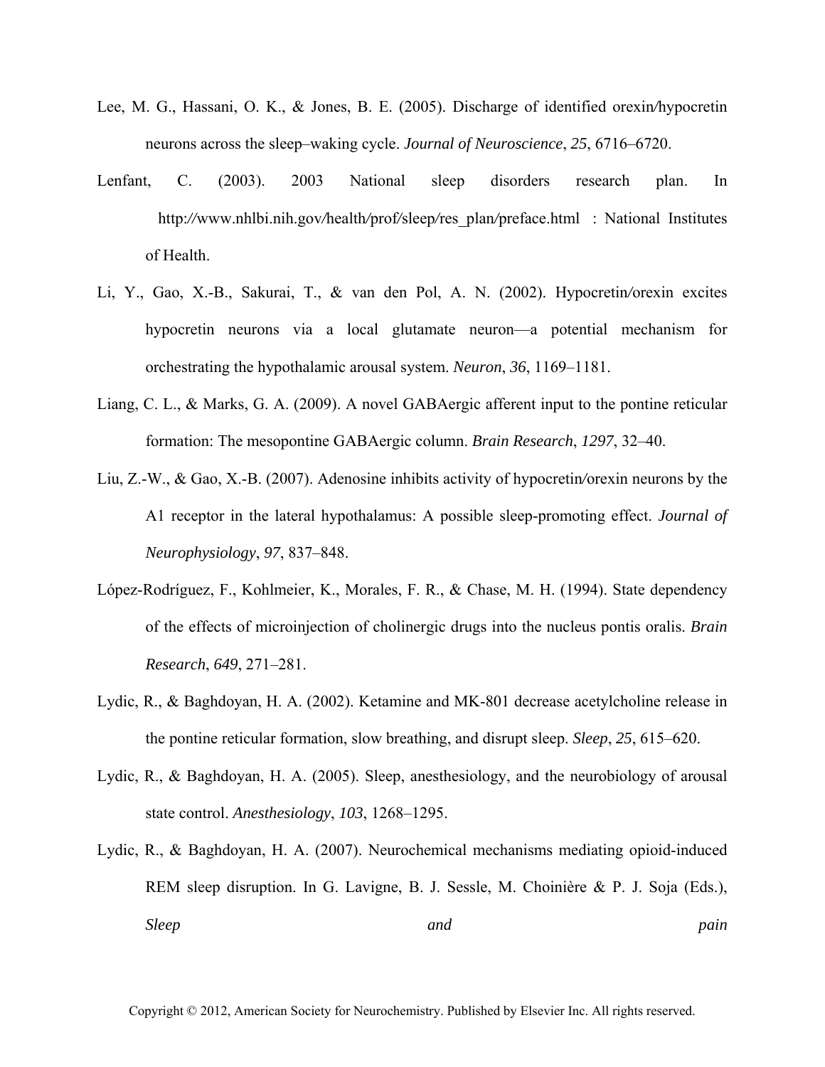Lee, M. G., Hassani, O. K., & Jones, B. E. (2005). Discharge of identified orexin/hypocretin neurons across the sleep–waking cycle. *Journal of Neuroscience*, *25*, 6716–6720.

Lenfant, C. (2003). 2003 National sleep disorders research plan. In http://www.nhlbi.nih.gov/health/prof/sleep/res_plan/preface.html : National Institutes of Health.

Li, Y., Gao, X.-B., Sakurai, T., & van den Pol, A. N. (2002). Hypocretin/orexin excites hypocretin neurons via a local glutamate neuron—a potential mechanism for orchestrating the hypothalamic arousal system. *Neuron*, *36*, 1169–1181.

Liang, C. L., & Marks, G. A. (2009). A novel GABAergic afferent input to the pontine reticular formation: The mesopontine GABAergic column. *Brain Research*, *1297*, 32–40.

Liu, Z.-W., & Gao, X.-B. (2007). Adenosine inhibits activity of hypocretin/orexin neurons by the A1 receptor in the lateral hypothalamus: A possible sleep-promoting effect. *Journal of Neurophysiology*, *97*, 837–848.

López-Rodríguez, F., Kohlmeier, K., Morales, F. R., & Chase, M. H. (1994). State dependency of the effects of microinjection of cholinergic drugs into the nucleus pontis oralis. *Brain Research*, *649*, 271–281.

Lydic, R., & Baghdoyan, H. A. (2002). Ketamine and MK-801 decrease acetylcholine release in the pontine reticular formation, slow breathing, and disrupt sleep. *Sleep*, *25*, 615–620.

Lydic, R., & Baghdoyan, H. A. (2005). Sleep, anesthesiology, and the neurobiology of arousal state control. *Anesthesiology*, *103*, 1268–1295.

Lydic, R., & Baghdoyan, H. A. (2007). Neurochemical mechanisms mediating opioid-induced REM sleep disruption. In G. Lavigne, B. J. Sessle, M. Choinière & P. J. Soja (Eds.), *Sleep and pain*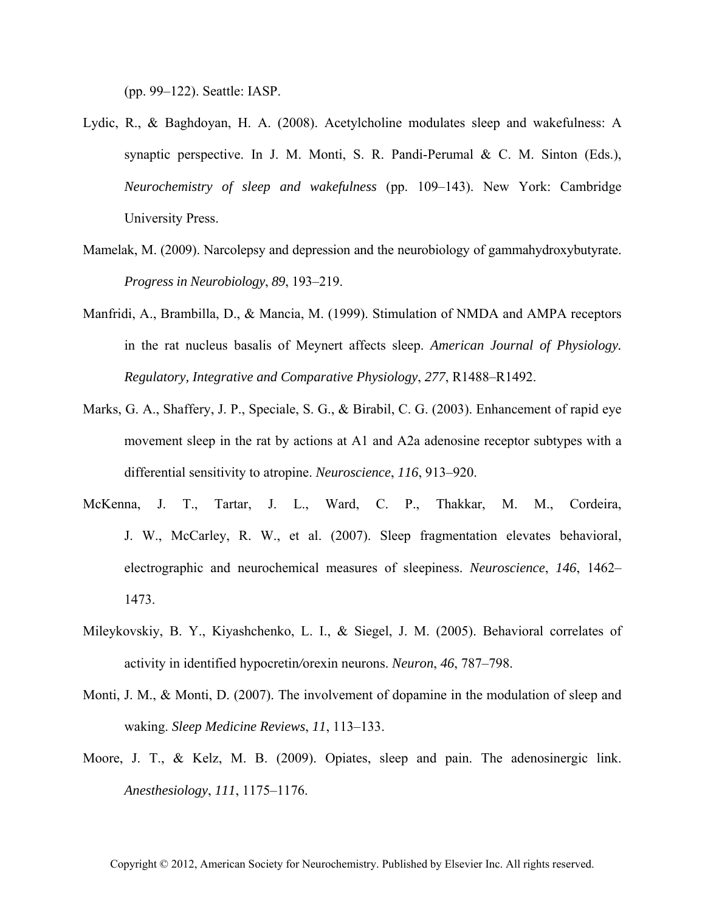(pp. 99–122). Seattle: IASP.

Lydic, R., & Baghdoyan, H. A. (2008). Acetylcholine modulates sleep and wakefulness: A synaptic perspective. In J. M. Monti, S. R. Pandi-Perumal & C. M. Sinton (Eds.), *Neurochemistry of sleep and wakefulness* (pp. 109–143). New York: Cambridge University Press.

Mamelak, M. (2009). Narcolepsy and depression and the neurobiology of gammahydroxybutyrate. *Progress in Neurobiology*, *89*, 193–219.

Manfridi, A., Brambilla, D., & Mancia, M. (1999). Stimulation of NMDA and AMPA receptors in the rat nucleus basalis of Meynert affects sleep. *American Journal of Physiology. Regulatory, Integrative and Comparative Physiology*, *277*, R1488–R1492.

Marks, G. A., Shaffery, J. P., Speciale, S. G., & Birabil, C. G. (2003). Enhancement of rapid eye movement sleep in the rat by actions at A1 and A2a adenosine receptor subtypes with a differential sensitivity to atropine. *Neuroscience*, *116*, 913–920.

McKenna, J. T., Tartar, J. L., Ward, C. P., Thakkar, M. M., Cordeira, J. W., McCarley, R. W., et al. (2007). Sleep fragmentation elevates behavioral, electrographic and neurochemical measures of sleepiness. *Neuroscience*, *146*, 1462–1473.

Mileykovskiy, B. Y., Kiyashchenko, L. I., & Siegel, J. M. (2005). Behavioral correlates of activity in identified hypocretin/orexin neurons. *Neuron*, *46*, 787–798.

Monti, J. M., & Monti, D. (2007). The involvement of dopamine in the modulation of sleep and waking. *Sleep Medicine Reviews*, *11*, 113–133.

Moore, J. T., & Kelz, M. B. (2009). Opiates, sleep and pain. The adenosinergic link. *Anesthesiology*, *111*, 1175–1176.

Copyright © 2012, American Society for Neurochemistry. Published by Elsevier Inc. All rights reserved.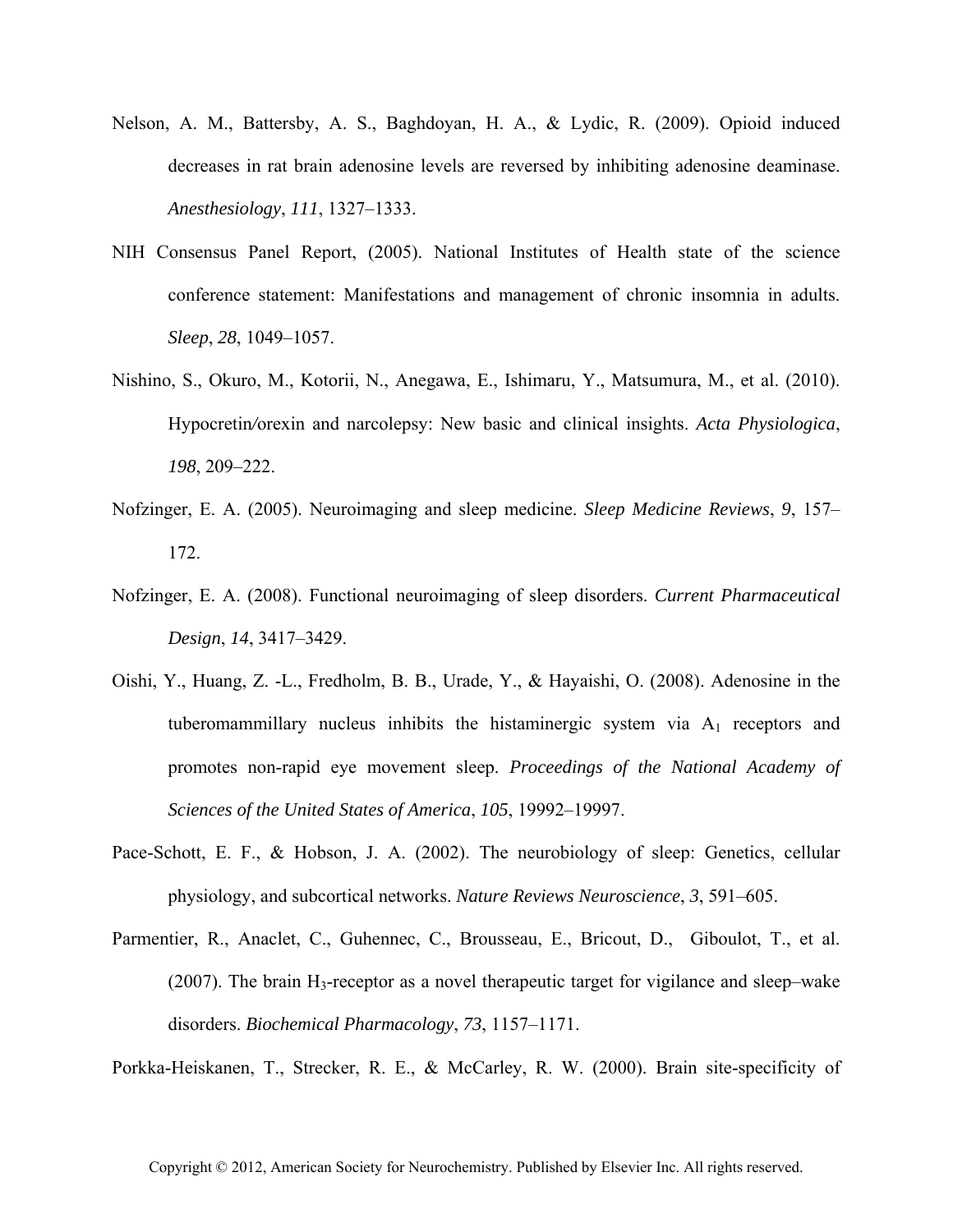Nelson, A. M., Battersby, A. S., Baghdoyan, H. A., & Lydic, R. (2009). Opioid induced decreases in rat brain adenosine levels are reversed by inhibiting adenosine deaminase. *Anesthesiology*, *111*, 1327–1333.

NIH Consensus Panel Report, (2005). National Institutes of Health state of the science conference statement: Manifestations and management of chronic insomnia in adults. *Sleep*, *28*, 1049–1057.

Nishino, S., Okuro, M., Kotorii, N., Anegawa, E., Ishimaru, Y., Matsumura, M., et al. (2010). Hypocretin/orexin and narcolepsy: New basic and clinical insights. *Acta Physiologica*, *198*, 209–222.

Nofzinger, E. A. (2005). Neuroimaging and sleep medicine. *Sleep Medicine Reviews*, *9*, 157–172.

Nofzinger, E. A. (2008). Functional neuroimaging of sleep disorders. *Current Pharmaceutical Design*, *14*, 3417–3429.

Oishi, Y., Huang, Z. -L., Fredholm, B. B., Urade, Y., & Hayaishi, O. (2008). Adenosine in the tuberomammillary nucleus inhibits the histaminergic system via $A_1$ receptors and promotes non-rapid eye movement sleep. *Proceedings of the National Academy of Sciences of the United States of America*, *105*, 19992–19997.

Pace-Schott, E. F., & Hobson, J. A. (2002). The neurobiology of sleep: Genetics, cellular physiology, and subcortical networks. *Nature Reviews Neuroscience*, *3*, 591–605.

Parmentier, R., Anaclet, C., Guhennec, C., Brousseau, E., Bricout, D., Giboulot, T., et al. (2007). The brain $H_3$-receptor as a novel therapeutic target for vigilance and sleep–wake disorders. *Biochemical Pharmacology*, *73*, 1157–1171.

Porkka-Heiskanen, T., Strecker, R. E., & McCarley, R. W. (2000). Brain site-specificity of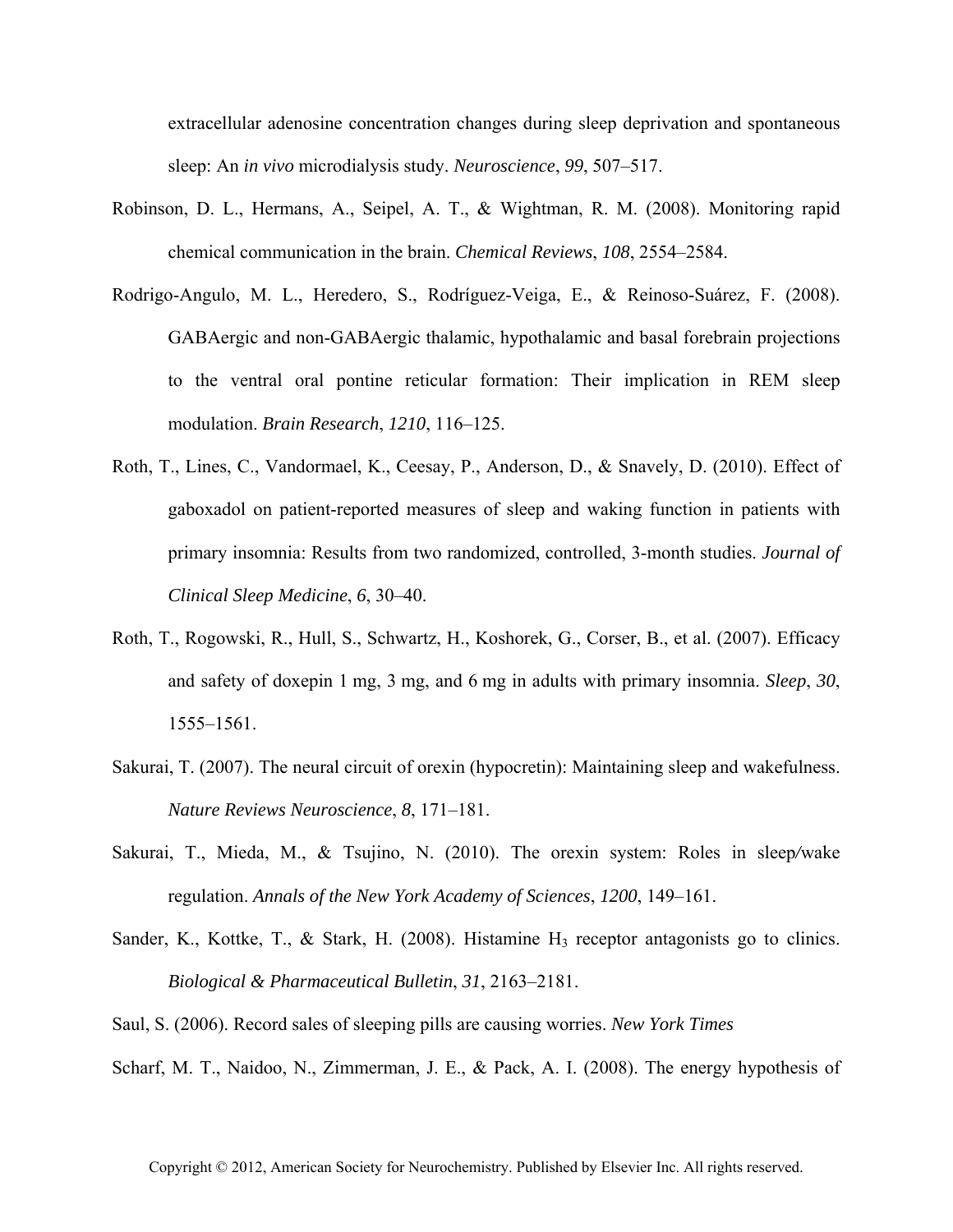extracellular adenosine concentration changes during sleep deprivation and spontaneous sleep: An *in vivo* microdialysis study. *Neuroscience*, *99*, 507–517.

Robinson, D. L., Hermans, A., Seipel, A. T., & Wightman, R. M. (2008). Monitoring rapid chemical communication in the brain. *Chemical Reviews*, *108*, 2554–2584.

Rodrigo-Angulo, M. L., Heredero, S., Rodríguez-Veiga, E., & Reinoso-Suárez, F. (2008). GABAergic and non-GABAergic thalamic, hypothalamic and basal forebrain projections to the ventral oral pontine reticular formation: Their implication in REM sleep modulation. *Brain Research*, *1210*, 116–125.

Roth, T., Lines, C., Vandormael, K., Ceesay, P., Anderson, D., & Snavely, D. (2010). Effect of gaboxadol on patient-reported measures of sleep and waking function in patients with primary insomnia: Results from two randomized, controlled, 3-month studies. *Journal of Clinical Sleep Medicine*, *6*, 30–40.

Roth, T., Rogowski, R., Hull, S., Schwartz, H., Koshorek, G., Corser, B., et al. (2007). Efficacy and safety of doxepin 1 mg, 3 mg, and 6 mg in adults with primary insomnia. *Sleep*, *30*, 1555–1561.

Sakurai, T. (2007). The neural circuit of orexin (hypocretin): Maintaining sleep and wakefulness. *Nature Reviews Neuroscience*, *8*, 171–181.

Sakurai, T., Mieda, M., & Tsujino, N. (2010). The orexin system: Roles in sleep/wake regulation. *Annals of the New York Academy of Sciences*, *1200*, 149–161.

Sander, K., Kottke, T., & Stark, H. (2008). Histamine $H_3$ receptor antagonists go to clinics. *Biological & Pharmaceutical Bulletin*, *31*, 2163–2181.

Saul, S. (2006). Record sales of sleeping pills are causing worries. *New York Times*

Scharf, M. T., Naidoo, N., Zimmerman, J. E., & Pack, A. I. (2008). The energy hypothesis of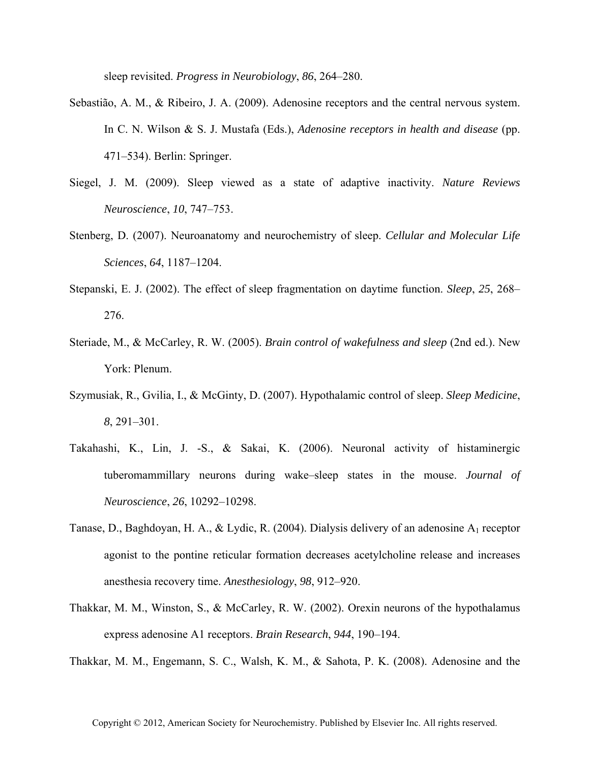sleep revisited. *Progress in Neurobiology*, *86*, 264–280.

Sebastião, A. M., & Ribeiro, J. A. (2009). Adenosine receptors and the central nervous system. In C. N. Wilson & S. J. Mustafa (Eds.), *Adenosine receptors in health and disease* (pp. 471–534). Berlin: Springer.

Siegel, J. M. (2009). Sleep viewed as a state of adaptive inactivity. *Nature Reviews Neuroscience*, *10*, 747–753.

Stenberg, D. (2007). Neuroanatomy and neurochemistry of sleep. *Cellular and Molecular Life Sciences*, *64*, 1187–1204.

Stepanski, E. J. (2002). The effect of sleep fragmentation on daytime function. *Sleep*, *25*, 268–276.

Steriade, M., & McCarley, R. W. (2005). *Brain control of wakefulness and sleep* (2nd ed.). New York: Plenum.

Szymusiak, R., Gvilia, I., & McGinty, D. (2007). Hypothalamic control of sleep. *Sleep Medicine*, *8*, 291–301.

Takahashi, K., Lin, J. -S., & Sakai, K. (2006). Neuronal activity of histaminergic tuberomammillary neurons during wake–sleep states in the mouse. *Journal of Neuroscience*, *26*, 10292–10298.

Tanase, D., Baghdoyan, H. A., & Lydic, R. (2004). Dialysis delivery of an adenosine $A_1$ receptor agonist to the pontine reticular formation decreases acetylcholine release and increases anesthesia recovery time. *Anesthesiology*, *98*, 912–920.

Thakkar, M. M., Winston, S., & McCarley, R. W. (2002). Orexin neurons of the hypothalamus express adenosine A1 receptors. *Brain Research*, *944*, 190–194.

Thakkar, M. M., Engemann, S. C., Walsh, K. M., & Sahota, P. K. (2008). Adenosine and the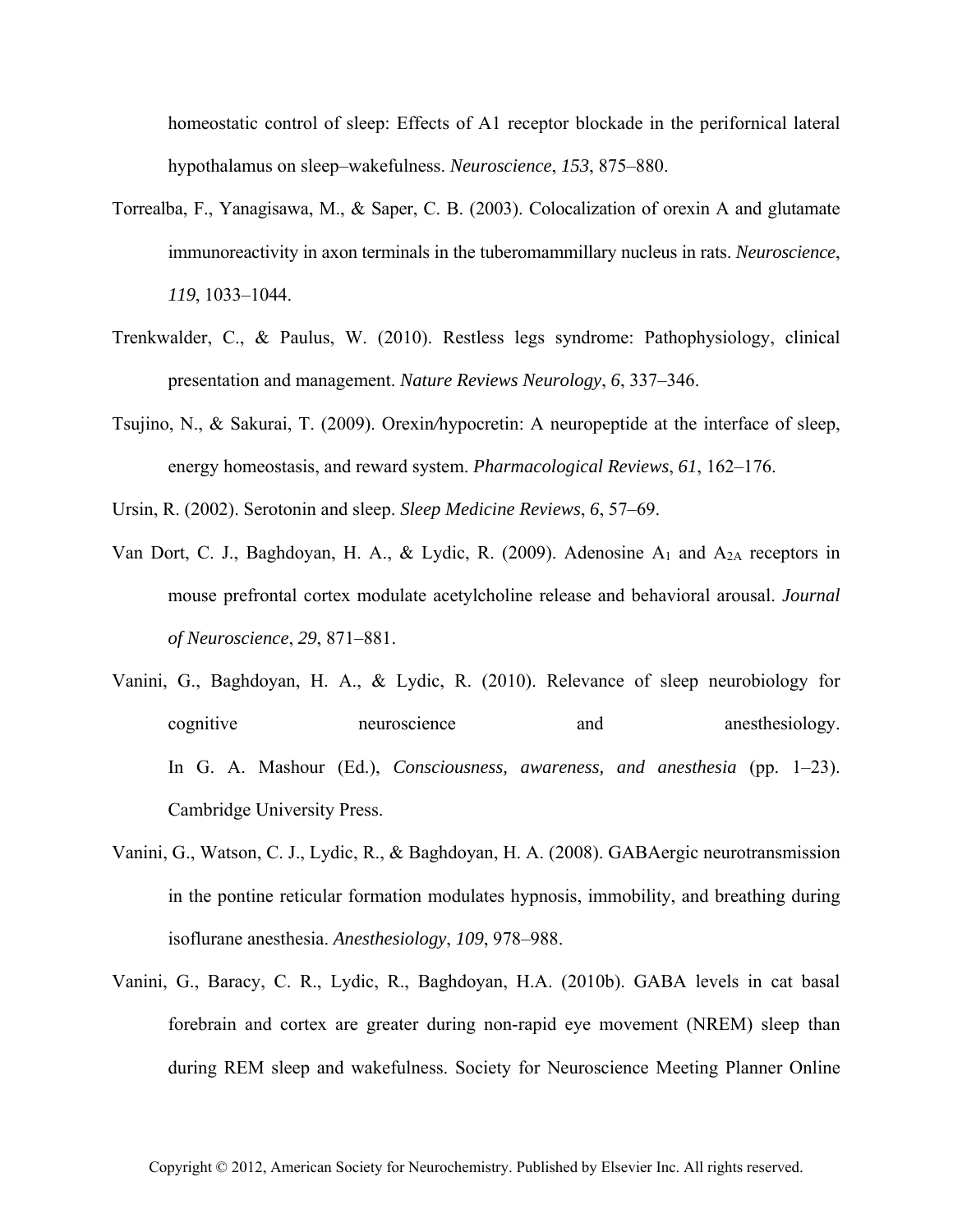homeostatic control of sleep: Effects of A1 receptor blockade in the perifornical lateral hypothalamus on sleep–wakefulness. *Neuroscience*, *153*, 875–880.

Torrealba, F., Yanagisawa, M., & Saper, C. B. (2003). Colocalization of orexin A and glutamate immunoreactivity in axon terminals in the tuberomammillary nucleus in rats. *Neuroscience*, *119*, 1033–1044.

Trenkwalder, C., & Paulus, W. (2010). Restless legs syndrome: Pathophysiology, clinical presentation and management. *Nature Reviews Neurology*, *6*, 337–346.

Tsujino, N., & Sakurai, T. (2009). Orexin/hypocretin: A neuropeptide at the interface of sleep, energy homeostasis, and reward system. *Pharmacological Reviews*, *61*, 162–176.

Ursin, R. (2002). Serotonin and sleep. *Sleep Medicine Reviews*, *6*, 57–69.

Van Dort, C. J., Baghdoyan, H. A., & Lydic, R. (2009). Adenosine $A_1$ and $A_{2A}$ receptors in mouse prefrontal cortex modulate acetylcholine release and behavioral arousal. *Journal of Neuroscience*, *29*, 871–881.

Vanini, G., Baghdoyan, H. A., & Lydic, R. (2010). Relevance of sleep neurobiology for cognitive neuroscience and anesthesiology. In G. A. Mashour (Ed.), *Consciousness, awareness, and anesthesia* (pp. 1–23). Cambridge University Press.

Vanini, G., Watson, C. J., Lydic, R., & Baghdoyan, H. A. (2008). GABAergic neurotransmission in the pontine reticular formation modulates hypnosis, immobility, and breathing during isoflurane anesthesia. *Anesthesiology*, *109*, 978–988.

Vanini, G., Baracy, C. R., Lydic, R., Baghdoyan, H.A. (2010b). GABA levels in cat basal forebrain and cortex are greater during non-rapid eye movement (NREM) sleep than during REM sleep and wakefulness. Society for Neuroscience Meeting Planner Online

Copyright © 2012, American Society for Neurochemistry. Published by Elsevier Inc. All rights reserved.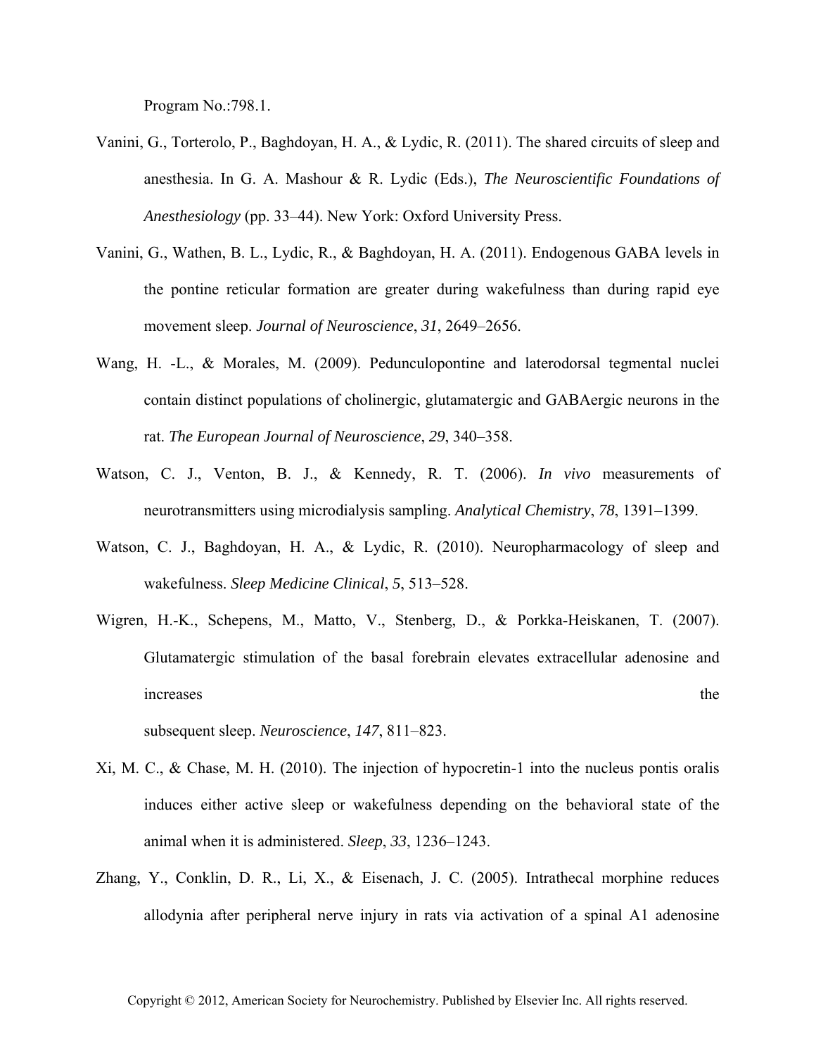Program No.:798.1.

Vanini, G., Torterolo, P., Baghdoyan, H. A., & Lydic, R. (2011). The shared circuits of sleep and anesthesia. In G. A. Mashour & R. Lydic (Eds.), *The Neuroscientific Foundations of Anesthesiology* (pp. 33–44). New York: Oxford University Press.

Vanini, G., Wathen, B. L., Lydic, R., & Baghdoyan, H. A. (2011). Endogenous GABA levels in the pontine reticular formation are greater during wakefulness than during rapid eye movement sleep. *Journal of Neuroscience*, *31*, 2649–2656.

Wang, H. -L., & Morales, M. (2009). Pedunculopontine and laterodorsal tegmental nuclei contain distinct populations of cholinergic, glutamatergic and GABAergic neurons in the rat. *The European Journal of Neuroscience*, *29*, 340–358.

Watson, C. J., Venton, B. J., & Kennedy, R. T. (2006). *In vivo* measurements of neurotransmitters using microdialysis sampling. *Analytical Chemistry*, *78*, 1391–1399.

Watson, C. J., Baghdoyan, H. A., & Lydic, R. (2010). Neuropharmacology of sleep and wakefulness. *Sleep Medicine Clinical*, *5*, 513–528.

Wigren, H.-K., Schepens, M., Matto, V., Stenberg, D., & Porkka-Heiskanen, T. (2007). Glutamatergic stimulation of the basal forebrain elevates extracellular adenosine and increases the subsequent sleep. *Neuroscience*, *147*, 811–823.

Xi, M. C., & Chase, M. H. (2010). The injection of hypocretin-1 into the nucleus pontis oralis induces either active sleep or wakefulness depending on the behavioral state of the animal when it is administered. *Sleep*, *33*, 1236–1243.

Zhang, Y., Conklin, D. R., Li, X., & Eisenach, J. C. (2005). Intrathecal morphine reduces allodynia after peripheral nerve injury in rats via activation of a spinal A1 adenosine

Copyright © 2012, American Society for Neurochemistry. Published by Elsevier Inc. All rights reserved.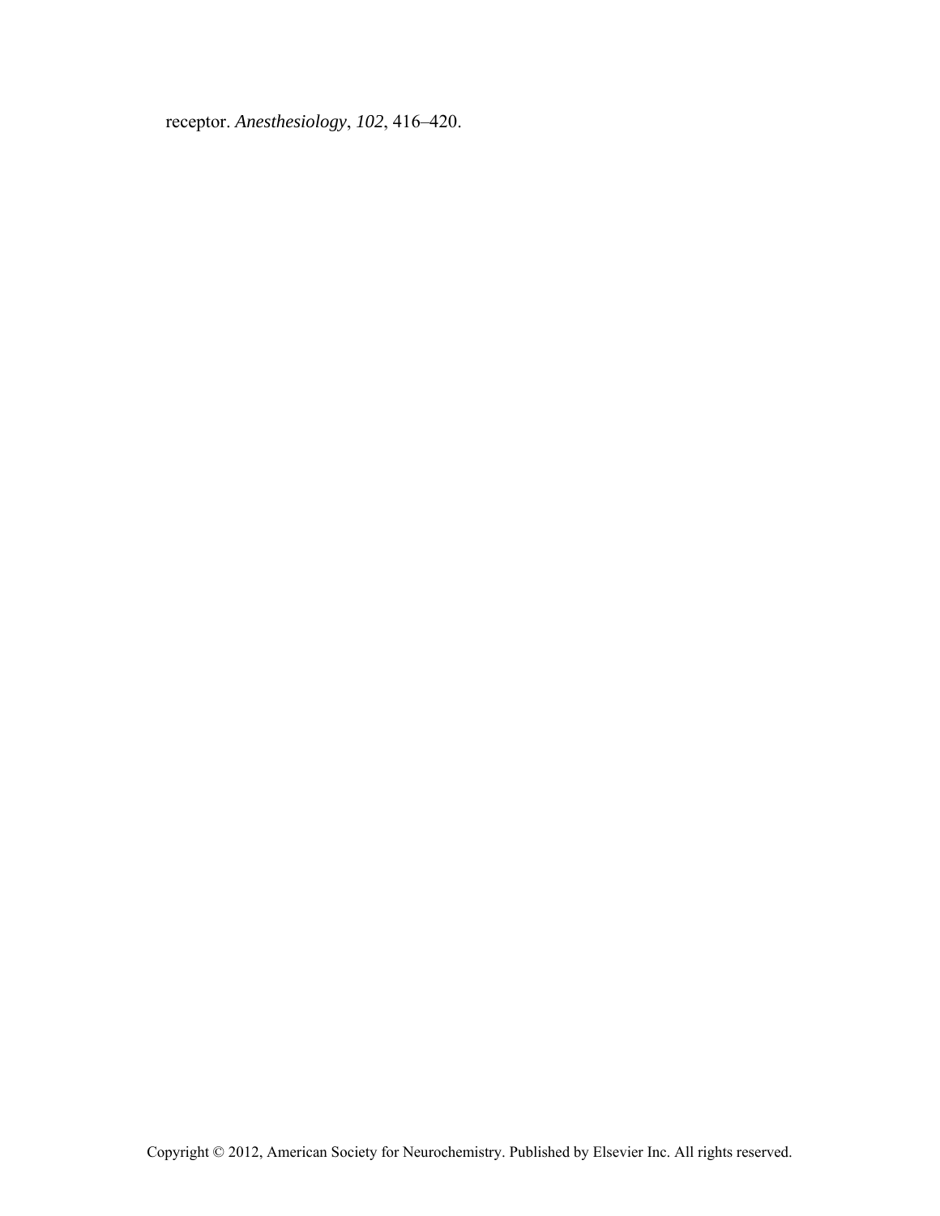receptor. *Anesthesiology*, *102*, 416–420.

Copyright © 2012, American Society for Neurochemistry. Published by Elsevier Inc. All rights reserved.